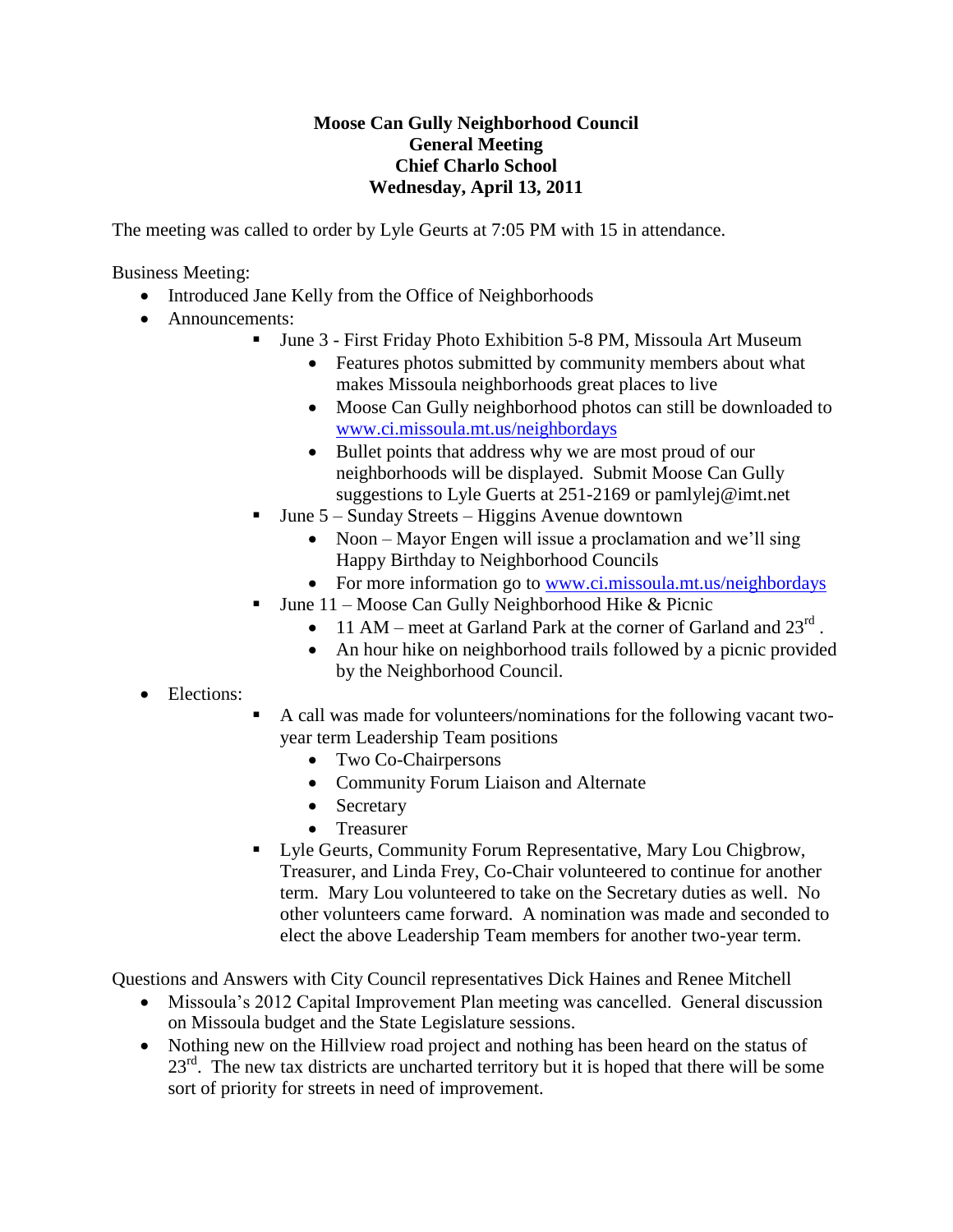**Moose Can Gully Neighborhood Council**
**General Meeting**
**Chief Charlo School**
**Wednesday, April 13, 2011**

The meeting was called to order by Lyle Geurts at 7:05 PM with 15 in attendance.

Business Meeting:

- Introduced Jane Kelly from the Office of Neighborhoods
- Announcements:
  - June 3 - First Friday Photo Exhibition 5-8 PM, Missoula Art Museum
    - Features photos submitted by community members about what makes Missoula neighborhoods great places to live
    - Moose Can Gully neighborhood photos can still be downloaded to www.ci.missoula.mt.us/neighbordays
    - Bullet points that address why we are most proud of our neighborhoods will be displayed. Submit Moose Can Gully suggestions to Lyle Guerts at 251-2169 or pamlylej@imt.net
  - June 5 – Sunday Streets – Higgins Avenue downtown
    - Noon – Mayor Engen will issue a proclamation and we'll sing Happy Birthday to Neighborhood Councils
    - For more information go to www.ci.missoula.mt.us/neighbordays
  - June 11 – Moose Can Gully Neighborhood Hike & Picnic
    - 11 AM – meet at Garland Park at the corner of Garland and 23rd .
    - An hour hike on neighborhood trails followed by a picnic provided by the Neighborhood Council.
- Elections:
  - A call was made for volunteers/nominations for the following vacant two-year term Leadership Team positions
    - Two Co-Chairpersons
    - Community Forum Liaison and Alternate
    - Secretary
    - Treasurer
  - Lyle Geurts, Community Forum Representative, Mary Lou Chigbrow, Treasurer, and Linda Frey, Co-Chair volunteered to continue for another term. Mary Lou volunteered to take on the Secretary duties as well. No other volunteers came forward. A nomination was made and seconded to elect the above Leadership Team members for another two-year term.

Questions and Answers with City Council representatives Dick Haines and Renee Mitchell

- Missoula's 2012 Capital Improvement Plan meeting was cancelled. General discussion on Missoula budget and the State Legislature sessions.
- Nothing new on the Hillview road project and nothing has been heard on the status of 23rd. The new tax districts are uncharted territory but it is hoped that there will be some sort of priority for streets in need of improvement.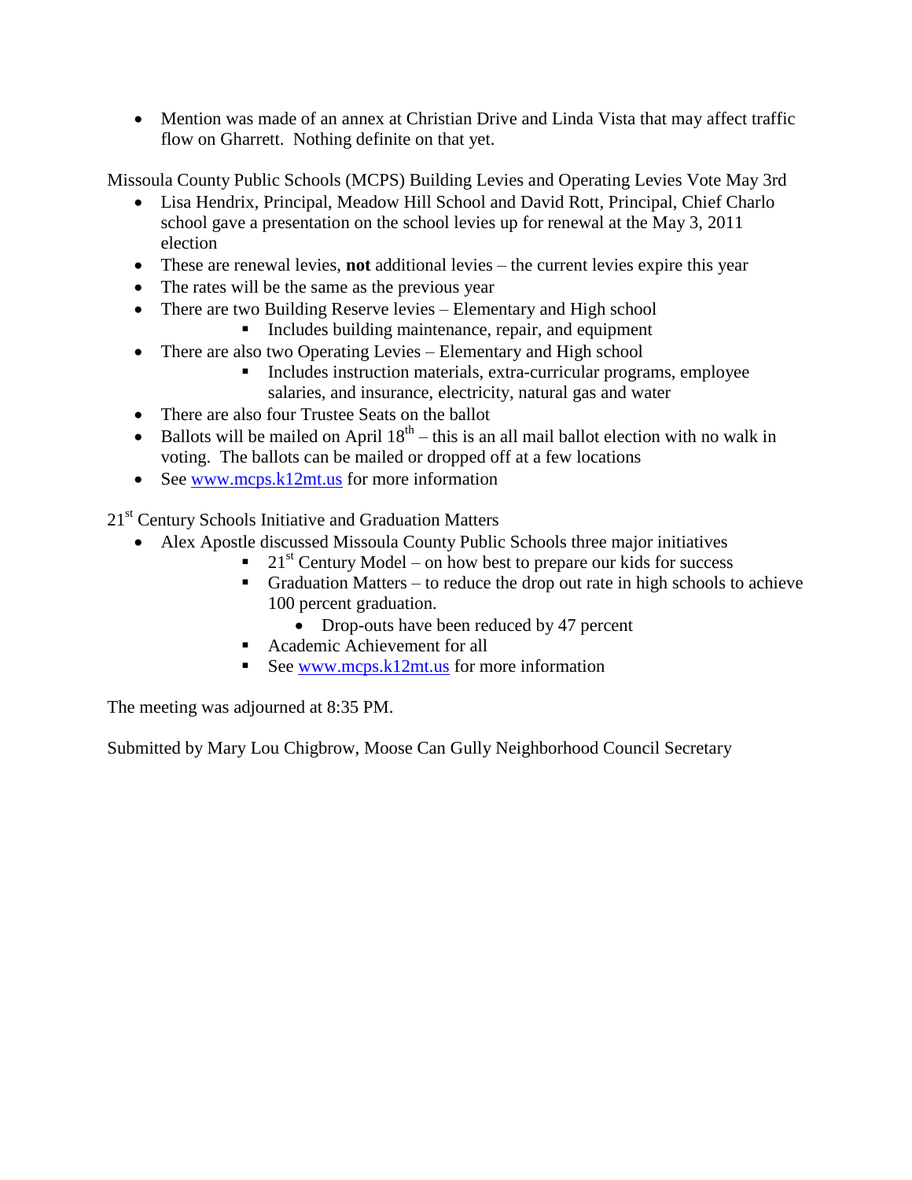- Mention was made of an annex at Christian Drive and Linda Vista that may affect traffic flow on Gharrett. Nothing definite on that yet.

Missoula County Public Schools (MCPS) Building Levies and Operating Levies Vote May 3rd

- Lisa Hendrix, Principal, Meadow Hill School and David Rott, Principal, Chief Charlo school gave a presentation on the school levies up for renewal at the May 3, 2011 election
- These are renewal levies, **not** additional levies – the current levies expire this year
- The rates will be the same as the previous year
- There are two Building Reserve levies – Elementary and High school
  - Includes building maintenance, repair, and equipment
- There are also two Operating Levies – Elementary and High school
  - Includes instruction materials, extra-curricular programs, employee salaries, and insurance, electricity, natural gas and water
- There are also four Trustee Seats on the ballot
- Ballots will be mailed on April 18th – this is an all mail ballot election with no walk in voting. The ballots can be mailed or dropped off at a few locations
- See www.mcps.k12mt.us for more information

21st Century Schools Initiative and Graduation Matters

- Alex Apostle discussed Missoula County Public Schools three major initiatives
  - 21st Century Model – on how best to prepare our kids for success
  - Graduation Matters – to reduce the drop out rate in high schools to achieve 100 percent graduation.
    - Drop-outs have been reduced by 47 percent
  - Academic Achievement for all
  - See www.mcps.k12mt.us for more information

The meeting was adjourned at 8:35 PM.

Submitted by Mary Lou Chigbrow, Moose Can Gully Neighborhood Council Secretary